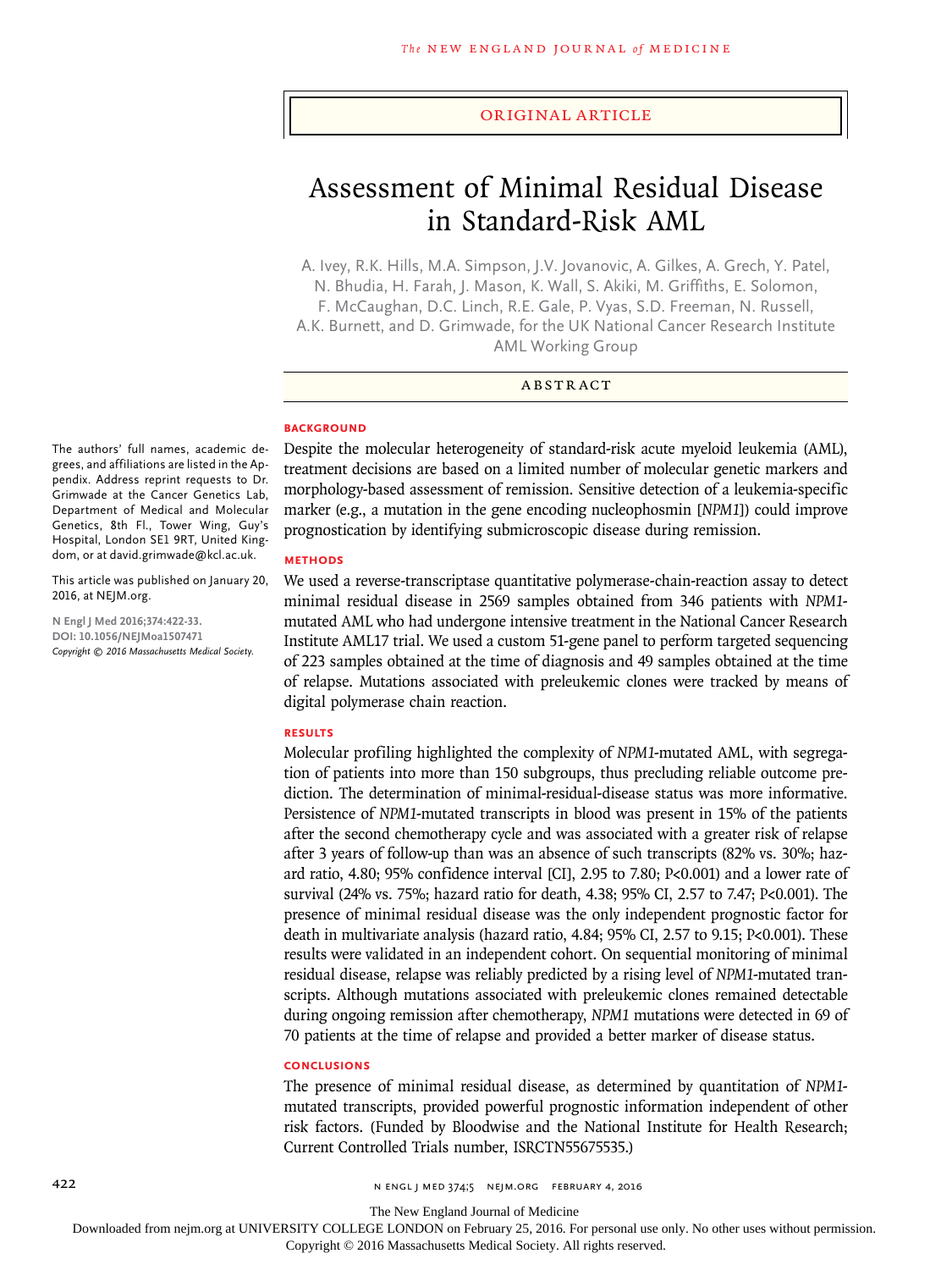ORIGINAL ARTICLE

# Assessment of Minimal Residual Disease in Standard-Risk AML

A. Ivey, R.K. Hills, M.A. Simpson, J.V. Jovanovic, A. Gilkes, A. Grech, Y. Patel, N. Bhudia, H. Farah, J. Mason, K. Wall, S. Akiki, M. Griffiths, E. Solomon, F. McCaughan, D.C. Linch, R.E. Gale, P. Vyas, S.D. Freeman, N. Russell, A.K. Burnett, and D. Grimwade, for the UK National Cancer Research Institute AML Working Group

## ABSTRACT

### BACKGROUND

Despite the molecular heterogeneity of standard-risk acute myeloid leukemia (AML), treatment decisions are based on a limited number of molecular genetic markers and morphology-based assessment of remission. Sensitive detection of a leukemia-specific marker (e.g., a mutation in the gene encoding nucleophosmin [*NPM1*]) could improve prognostication by identifying submicroscopic disease during remission.

### METHODS

We used a reverse-transcriptase quantitative polymerase-chain-reaction assay to detect minimal residual disease in 2569 samples obtained from 346 patients with *NPM1*-mutated AML who had undergone intensive treatment in the National Cancer Research Institute AML17 trial. We used a custom 51-gene panel to perform targeted sequencing of 223 samples obtained at the time of diagnosis and 49 samples obtained at the time of relapse. Mutations associated with preleukemic clones were tracked by means of digital polymerase chain reaction.

### RESULTS

Molecular profiling highlighted the complexity of *NPM1*-mutated AML, with segregation of patients into more than 150 subgroups, thus precluding reliable outcome prediction. The determination of minimal-residual-disease status was more informative. Persistence of *NPM1*-mutated transcripts in blood was present in 15% of the patients after the second chemotherapy cycle and was associated with a greater risk of relapse after 3 years of follow-up than was an absence of such transcripts (82% vs. 30%; hazard ratio, 4.80; 95% confidence interval [CI], 2.95 to 7.80; P<0.001) and a lower rate of survival (24% vs. 75%; hazard ratio for death, 4.38; 95% CI, 2.57 to 7.47; P<0.001). The presence of minimal residual disease was the only independent prognostic factor for death in multivariate analysis (hazard ratio, 4.84; 95% CI, 2.57 to 9.15; P<0.001). These results were validated in an independent cohort. On sequential monitoring of minimal residual disease, relapse was reliably predicted by a rising level of *NPM1*-mutated transcripts. Although mutations associated with preleukemic clones remained detectable during ongoing remission after chemotherapy, *NPM1* mutations were detected in 69 of 70 patients at the time of relapse and provided a better marker of disease status.

### CONCLUSIONS

The presence of minimal residual disease, as determined by quantitation of *NPM1*-mutated transcripts, provided powerful prognostic information independent of other risk factors. (Funded by Bloodwise and the National Institute for Health Research; Current Controlled Trials number, ISRCTN55675535.)

The authors' full names, academic degrees, and affiliations are listed in the Appendix. Address reprint requests to Dr. Grimwade at the Cancer Genetics Lab, Department of Medical and Molecular Genetics, 8th Fl., Tower Wing, Guy's Hospital, London SE1 9RT, United Kingdom, or at david.grimwade@kcl.ac.uk.

This article was published on January 20, 2016, at NEJM.org.

N Engl J Med 2016;374:422-33.
DOI: 10.1056/NEJMoa1507471
*Copyright © 2016 Massachusetts Medical Society.*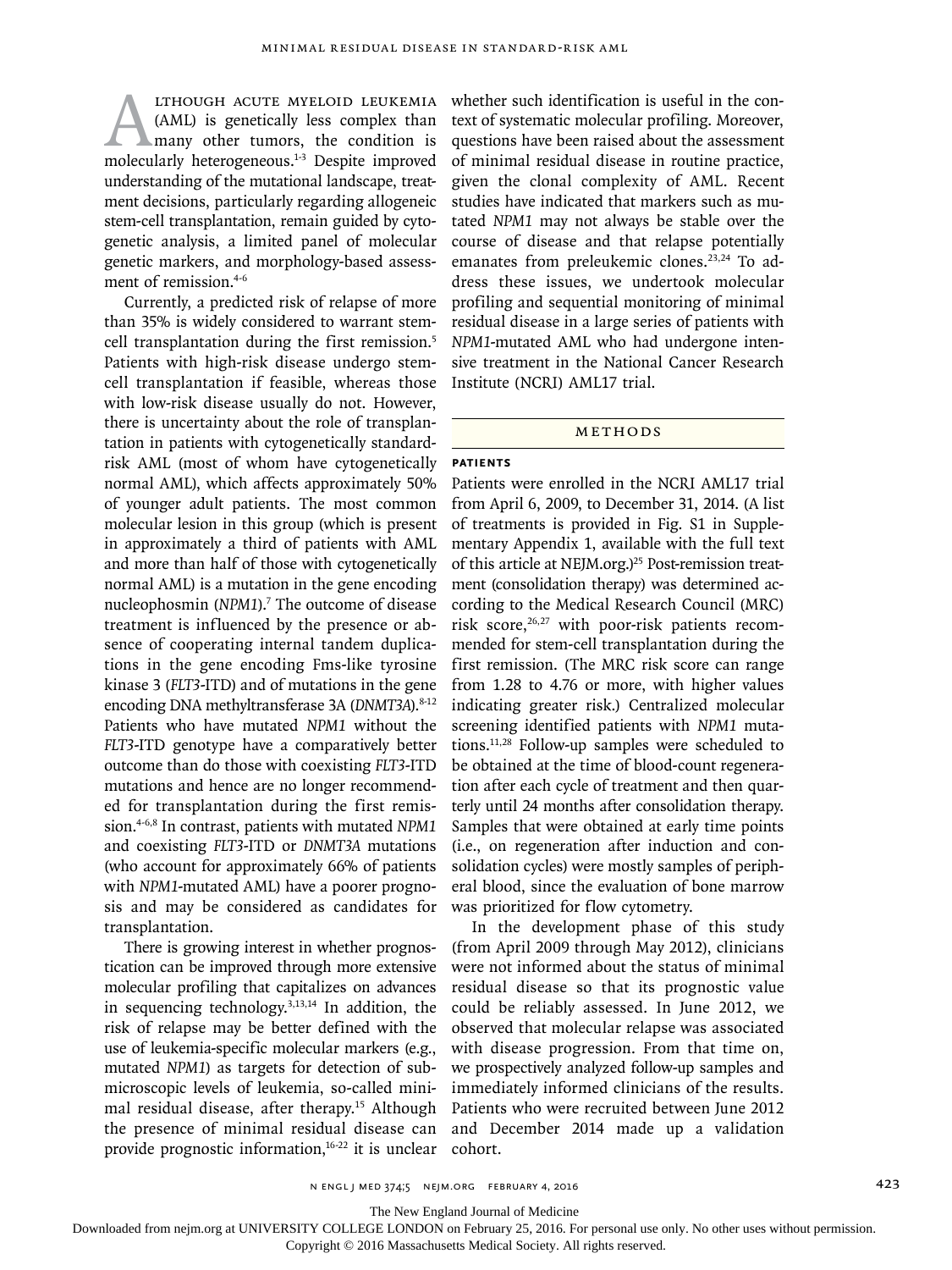Although acute myeloid leukemia (AML) is genetically less complex than many other tumors, the condition is molecularly heterogeneous.[1-3] Despite improved understanding of the mutational landscape, treatment decisions, particularly regarding allogeneic stem-cell transplantation, remain guided by cytogenetic analysis, a limited panel of molecular genetic markers, and morphology-based assessment of remission.[4-6]

Currently, a predicted risk of relapse of more than 35% is widely considered to warrant stem-cell transplantation during the first remission.[5] Patients with high-risk disease undergo stem-cell transplantation if feasible, whereas those with low-risk disease usually do not. However, there is uncertainty about the role of transplantation in patients with cytogenetically standard-risk AML (most of whom have cytogenetically normal AML), which affects approximately 50% of younger adult patients. The most common molecular lesion in this group (which is present in approximately a third of patients with AML and more than half of those with cytogenetically normal AML) is a mutation in the gene encoding nucleophosmin (*NPM1*).[7] The outcome of disease treatment is influenced by the presence or absence of cooperating internal tandem duplications in the gene encoding Fms-like tyrosine kinase 3 (*FLT3*-ITD) and of mutations in the gene encoding DNA methyltransferase 3A (*DNMT3A*).[8-12] Patients who have mutated *NPM1* without the *FLT3*-ITD genotype have a comparatively better outcome than do those with coexisting *FLT3*-ITD mutations and hence are no longer recommended for transplantation during the first remission.[4-6,8] In contrast, patients with mutated *NPM1* and coexisting *FLT3*-ITD or *DNMT3A* mutations (who account for approximately 66% of patients with *NPM1*-mutated AML) have a poorer prognosis and may be considered as candidates for transplantation.

There is growing interest in whether prognostication can be improved through more extensive molecular profiling that capitalizes on advances in sequencing technology.[3,13,14] In addition, the risk of relapse may be better defined with the use of leukemia-specific molecular markers (e.g., mutated *NPM1*) as targets for detection of submicroscopic levels of leukemia, so-called minimal residual disease, after therapy.[15] Although the presence of minimal residual disease can provide prognostic information,[16-22] it is unclear whether such identification is useful in the context of systematic molecular profiling. Moreover, questions have been raised about the assessment of minimal residual disease in routine practice, given the clonal complexity of AML. Recent studies have indicated that markers such as mutated *NPM1* may not always be stable over the course of disease and that relapse potentially emanates from preleukemic clones.[23,24] To address these issues, we undertook molecular profiling and sequential monitoring of minimal residual disease in a large series of patients with *NPM1*-mutated AML who had undergone intensive treatment in the National Cancer Research Institute (NCRI) AML17 trial.

## Methods

### Patients

Patients were enrolled in the NCRI AML17 trial from April 6, 2009, to December 31, 2014. (A list of treatments is provided in Fig. S1 in Supplementary Appendix 1, available with the full text of this article at NEJM.org.)[25] Post-remission treatment (consolidation therapy) was determined according to the Medical Research Council (MRC) risk score,[26,27] with poor-risk patients recommended for stem-cell transplantation during the first remission. (The MRC risk score can range from 1.28 to 4.76 or more, with higher values indicating greater risk.) Centralized molecular screening identified patients with *NPM1* mutations.[11,28] Follow-up samples were scheduled to be obtained at the time of blood-count regeneration after each cycle of treatment and then quarterly until 24 months after consolidation therapy. Samples that were obtained at early time points (i.e., on regeneration after induction and consolidation cycles) were mostly samples of peripheral blood, since the evaluation of bone marrow was prioritized for flow cytometry.

In the development phase of this study (from April 2009 through May 2012), clinicians were not informed about the status of minimal residual disease so that its prognostic value could be reliably assessed. In June 2012, we observed that molecular relapse was associated with disease progression. From that time on, we prospectively analyzed follow-up samples and immediately informed clinicians of the results. Patients who were recruited between June 2012 and December 2014 made up a validation cohort.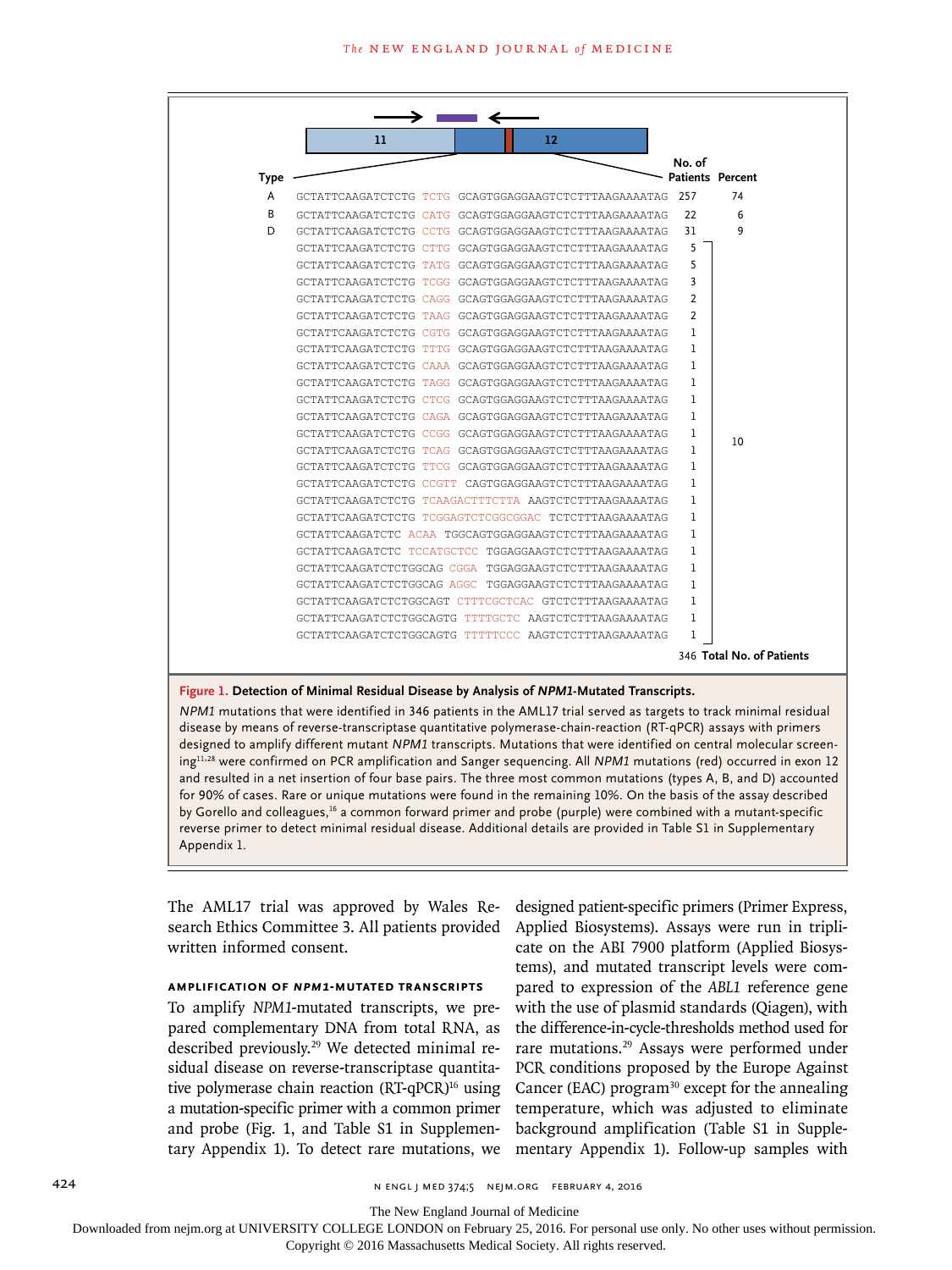| Type | Sequence | No. of Patients | Percent |
|---|---|---|---|
| A | GCTATTCAAGATCTCTG TCTG GCAGTGGAGGAAGTCTCTTTAAGAAAATAG | 257 | 74 |
| B | GCTATTCAAGATCTCTG CATG GCAGTGGAGGAAGTCTCTTTAAGAAAATAG | 22 | 6 |
| D | GCTATTCAAGATCTCTG CCTG GCAGTGGAGGAAGTCTCTTTAAGAAAATAG | 31 | 9 |
| | GCTATTCAAGATCTCTG CTTG GCAGTGGAGGAAGTCTCTTTAAGAAAATAG | 5 | 10 |
| | GCTATTCAAGATCTCTG TATG GCAGTGGAGGAAGTCTCTTTAAGAAAATAG | 5 | |
| | GCTATTCAAGATCTCTG TCGG GCAGTGGAGGAAGTCTCTTTAAGAAAATAG | 3 | |
| | GCTATTCAAGATCTCTG CAGG GCAGTGGAGGAAGTCTCTTTAAGAAAATAG | 2 | |
| | GCTATTCAAGATCTCTG TAAG GCAGTGGAGGAAGTCTCTTTAAGAAAATAG | 2 | |
| | GCTATTCAAGATCTCTG CGTG GCAGTGGAGGAAGTCTCTTTAAGAAAATAG | 1 | |
| | GCTATTCAAGATCTCTG TTTG GCAGTGGAGGAAGTCTCTTTAAGAAAATAG | 1 | |
| | GCTATTCAAGATCTCTG CAAA GCAGTGGAGGAAGTCTCTTTAAGAAAATAG | 1 | |
| | GCTATTCAAGATCTCTG TAGG GCAGTGGAGGAAGTCTCTTTAAGAAAATAG | 1 | |
| | GCTATTCAAGATCTCTG CTCG GCAGTGGAGGAAGTCTCTTTAAGAAAATAG | 1 | |
| | GCTATTCAAGATCTCTG CAGA GCAGTGGAGGAAGTCTCTTTAAGAAAATAG | 1 | |
| | GCTATTCAAGATCTCTG CCGG GCAGTGGAGGAAGTCTCTTTAAGAAAATAG | 1 | |
| | GCTATTCAAGATCTCTG TCAG GCAGTGGAGGAAGTCTCTTTAAGAAAATAG | 1 | |
| | GCTATTCAAGATCTCTG TTCG GCAGTGGAGGAAGTCTCTTTAAGAAAATAG | 1 | |
| | GCTATTCAAGATCTCTG CCGTT CAGTGGAGGAAGTCTCTTTAAGAAAATAG | 1 | |
| | GCTATTCAAGATCTCTG TCAAGACTTTCTTA AAGTCTCTTTAAGAAAATAG | 1 | |
| | GCTATTCAAGATCTCTG TCGGAGTCTCGGCGGAC TCTCTTTAAGAAAATAG | 1 | |
| | GCTATTCAAGATCTC ACAA TGGCAGTGGAGGAAGTCTCTTTAAGAAAATAG | 1 | |
| | GCTATTCAAGATCTC TCCATGCTCC TGGAGGAAGTCTCTTTAAGAAAATAG | 1 | |
| | GCTATTCAAGATCTCTGGCAG CGGA TGGAGGAAGTCTCTTTAAGAAAATAG | 1 | |
| | GCTATTCAAGATCTCTGGCAG AGGC TGGAGGAAGTCTCTTTAAGAAAATAG | 1 | |
| | GCTATTCAAGATCTCTGGCAGT CTTTCGCTCAC GTCTCTTTAAGAAAATAG | 1 | |
| | GCTATTCAAGATCTCTGGCAGTG TTTTGCTC AAGTCTCTTTAAGAAAATAG | 1 | |
| | GCTATTCAAGATCTCTGGCAGTG TTTTTCCC AAGTCTCTTTAAGAAAATAG | 1 | |
| | **Total No. of Patients** | 346 | |

**Figure 1. Detection of Minimal Residual Disease by Analysis of *NPM1*-Mutated Transcripts.**

*NPM1* mutations that were identified in 346 patients in the AML17 trial served as targets to track minimal residual disease by means of reverse-transcriptase quantitative polymerase-chain-reaction (RT-qPCR) assays with primers designed to amplify different mutant *NPM1* transcripts. Mutations that were identified on central molecular screening[11,28] were confirmed on PCR amplification and Sanger sequencing. All *NPM1* mutations (red) occurred in exon 12 and resulted in a net insertion of four base pairs. The three most common mutations (types A, B, and D) accounted for 90% of cases. Rare or unique mutations were found in the remaining 10%. On the basis of the assay described by Gorello and colleagues,[16] a common forward primer and probe (purple) were combined with a mutant-specific reverse primer to detect minimal residual disease. Additional details are provided in Table S1 in Supplementary Appendix 1.

The AML17 trial was approved by Wales Research Ethics Committee 3. All patients provided written informed consent.

### AMPLIFICATION OF *NPM1*-MUTATED TRANSCRIPTS

To amplify *NPM1*-mutated transcripts, we prepared complementary DNA from total RNA, as described previously.[29] We detected minimal residual disease on reverse-transcriptase quantitative polymerase chain reaction (RT-qPCR)[16] using a mutation-specific primer with a common primer and probe (Fig. 1, and Table S1 in Supplementary Appendix 1). To detect rare mutations, we designed patient-specific primers (Primer Express, Applied Biosystems). Assays were run in triplicate on the ABI 7900 platform (Applied Biosystems), and mutated transcript levels were compared to expression of the *ABL1* reference gene with the use of plasmid standards (Qiagen), with the difference-in-cycle-thresholds method used for rare mutations.[29] Assays were performed under PCR conditions proposed by the Europe Against Cancer (EAC) program[30] except for the annealing temperature, which was adjusted to eliminate background amplification (Table S1 in Supplementary Appendix 1). Follow-up samples with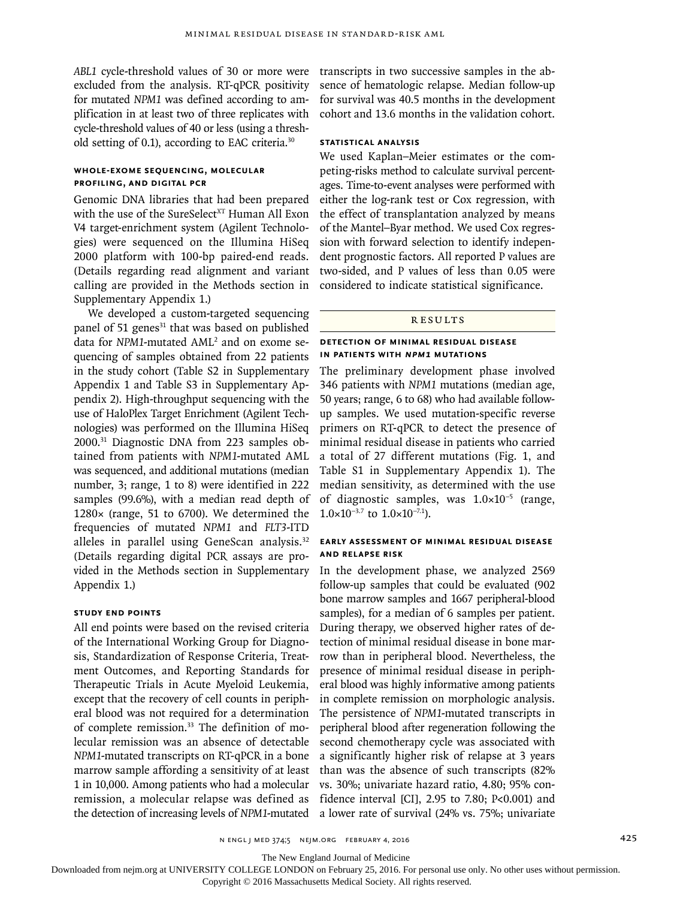*ABL1* cycle-threshold values of 30 or more were excluded from the analysis. RT-qPCR positivity for mutated *NPM1* was defined according to amplification in at least two of three replicates with cycle-threshold values of 40 or less (using a threshold setting of 0.1), according to EAC criteria.[30]

### Whole-Exome Sequencing, Molecular Profiling, and Digital PCR

Genomic DNA libraries that had been prepared with the use of the SureSelect[XT] Human All Exon V4 target-enrichment system (Agilent Technologies) were sequenced on the Illumina HiSeq 2000 platform with 100-bp paired-end reads. (Details regarding read alignment and variant calling are provided in the Methods section in Supplementary Appendix 1.)

We developed a custom-targeted sequencing panel of 51 genes[31] that was based on published data for *NPM1*-mutated AML[2] and on exome sequencing of samples obtained from 22 patients in the study cohort (Table S2 in Supplementary Appendix 1 and Table S3 in Supplementary Appendix 2). High-throughput sequencing with the use of HaloPlex Target Enrichment (Agilent Technologies) was performed on the Illumina HiSeq 2000.[31] Diagnostic DNA from 223 samples obtained from patients with *NPM1*-mutated AML was sequenced, and additional mutations (median number, 3; range, 1 to 8) were identified in 222 samples (99.6%), with a median read depth of 1280× (range, 51 to 6700). We determined the frequencies of mutated *NPM1* and *FLT3*-ITD alleles in parallel using GeneScan analysis.[32] (Details regarding digital PCR assays are provided in the Methods section in Supplementary Appendix 1.)

### Study End Points

All end points were based on the revised criteria of the International Working Group for Diagnosis, Standardization of Response Criteria, Treatment Outcomes, and Reporting Standards for Therapeutic Trials in Acute Myeloid Leukemia, except that the recovery of cell counts in peripheral blood was not required for a determination of complete remission.[33] The definition of molecular remission was an absence of detectable *NPM1*-mutated transcripts on RT-qPCR in a bone marrow sample affording a sensitivity of at least 1 in 10,000. Among patients who had a molecular remission, a molecular relapse was defined as the detection of increasing levels of *NPM1*-mutated transcripts in two successive samples in the absence of hematologic relapse. Median follow-up for survival was 40.5 months in the development cohort and 13.6 months in the validation cohort.

### Statistical Analysis

We used Kaplan–Meier estimates or the competing-risks method to calculate survival percentages. Time-to-event analyses were performed with either the log-rank test or Cox regression, with the effect of transplantation analyzed by means of the Mantel–Byar method. We used Cox regression with forward selection to identify independent prognostic factors. All reported P values are two-sided, and P values of less than 0.05 were considered to indicate statistical significance.

## Results

### Detection of Minimal Residual Disease in Patients with *NPM1* Mutations

The preliminary development phase involved 346 patients with *NPM1* mutations (median age, 50 years; range, 6 to 68) who had available follow-up samples. We used mutation-specific reverse primers on RT-qPCR to detect the presence of minimal residual disease in patients who carried a total of 27 different mutations (Fig. 1, and Table S1 in Supplementary Appendix 1). The median sensitivity, as determined with the use of diagnostic samples, was $1.0\times10^{-5}$ (range, $1.0\times10^{-3.7}$ to $1.0\times10^{-7.1}$).

### Early Assessment of Minimal Residual Disease and Relapse Risk

In the development phase, we analyzed 2569 follow-up samples that could be evaluated (902 bone marrow samples and 1667 peripheral-blood samples), for a median of 6 samples per patient. During therapy, we observed higher rates of detection of minimal residual disease in bone marrow than in peripheral blood. Nevertheless, the presence of minimal residual disease in peripheral blood was highly informative among patients in complete remission on morphologic analysis. The persistence of *NPM1*-mutated transcripts in peripheral blood after regeneration following the second chemotherapy cycle was associated with a significantly higher risk of relapse at 3 years than was the absence of such transcripts (82% vs. 30%; univariate hazard ratio, 4.80; 95% confidence interval [CI], 2.95 to 7.80; P<0.001) and a lower rate of survival (24% vs. 75%; univariate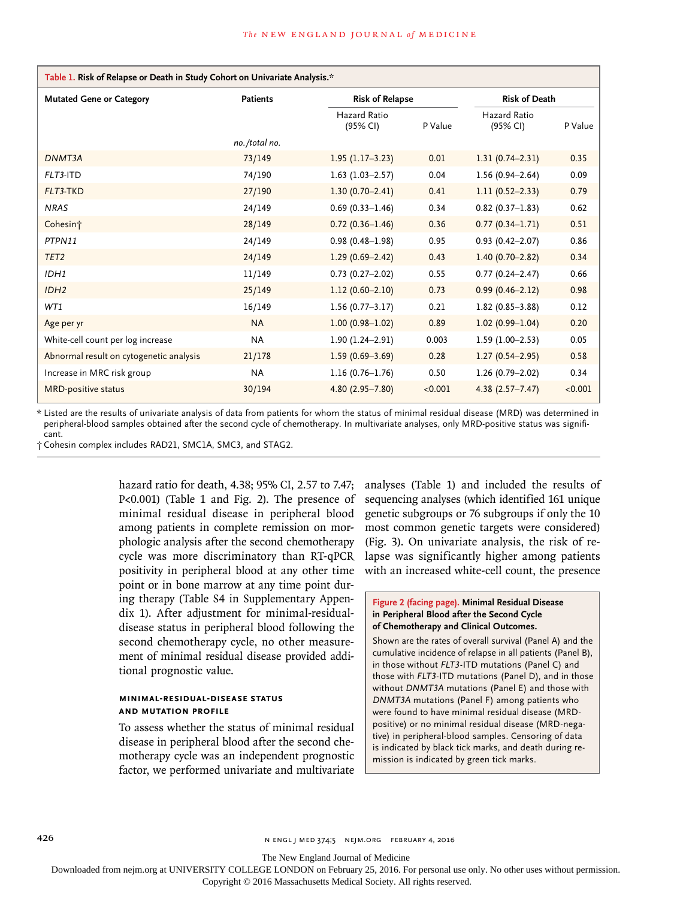**Table 1. Risk of Relapse or Death in Study Cohort on Univariate Analysis.***

| Mutated Gene or Category | Patients | Risk of Relapse | | Risk of Death | |
|---|---|---|---|---|---|
| | | Hazard Ratio (95% CI) | P Value | Hazard Ratio (95% CI) | P Value |
| | *no./total no.* | | | | |
| *DNMT3A* | 73/149 | 1.95 (1.17–3.23) | 0.01 | 1.31 (0.74–2.31) | 0.35 |
| *FLT3*-ITD | 74/190 | 1.63 (1.03–2.57) | 0.04 | 1.56 (0.94–2.64) | 0.09 |
| *FLT3*-TKD | 27/190 | 1.30 (0.70–2.41) | 0.41 | 1.11 (0.52–2.33) | 0.79 |
| *NRAS* | 24/149 | 0.69 (0.33–1.46) | 0.34 | 0.82 (0.37–1.83) | 0.62 |
| Cohesin† | 28/149 | 0.72 (0.36–1.46) | 0.36 | 0.77 (0.34–1.71) | 0.51 |
| *PTPN11* | 24/149 | 0.98 (0.48–1.98) | 0.95 | 0.93 (0.42–2.07) | 0.86 |
| *TET2* | 24/149 | 1.29 (0.69–2.42) | 0.43 | 1.40 (0.70–2.82) | 0.34 |
| *IDH1* | 11/149 | 0.73 (0.27–2.02) | 0.55 | 0.77 (0.24–2.47) | 0.66 |
| *IDH2* | 25/149 | 1.12 (0.60–2.10) | 0.73 | 0.99 (0.46–2.12) | 0.98 |
| *WT1* | 16/149 | 1.56 (0.77–3.17) | 0.21 | 1.82 (0.85–3.88) | 0.12 |
| Age per yr | NA | 1.00 (0.98–1.02) | 0.89 | 1.02 (0.99–1.04) | 0.20 |
| White-cell count per log increase | NA | 1.90 (1.24–2.91) | 0.003 | 1.59 (1.00–2.53) | 0.05 |
| Abnormal result on cytogenetic analysis | 21/178 | 1.59 (0.69–3.69) | 0.28 | 1.27 (0.54–2.95) | 0.58 |
| Increase in MRC risk group | NA | 1.16 (0.76–1.76) | 0.50 | 1.26 (0.79–2.02) | 0.34 |
| MRD-positive status | 30/194 | 4.80 (2.95–7.80) | <0.001 | 4.38 (2.57–7.47) | <0.001 |

\* Listed are the results of univariate analysis of data from patients for whom the status of minimal residual disease (MRD) was determined in peripheral-blood samples obtained after the second cycle of chemotherapy. In multivariate analyses, only MRD-positive status was significant.

† Cohesin complex includes RAD21, SMC1A, SMC3, and STAG2.

hazard ratio for death, 4.38; 95% CI, 2.57 to 7.47; P<0.001) (Table 1 and Fig. 2). The presence of minimal residual disease in peripheral blood among patients in complete remission on morphologic analysis after the second chemotherapy cycle was more discriminatory than RT-qPCR positivity in peripheral blood at any other time point or in bone marrow at any time point during therapy (Table S4 in Supplementary Appendix 1). After adjustment for minimal-residual-disease status in peripheral blood following the second chemotherapy cycle, no other measurement of minimal residual disease provided additional prognostic value.

### MINIMAL-RESIDUAL-DISEASE STATUS AND MUTATION PROFILE

To assess whether the status of minimal residual disease in peripheral blood after the second chemotherapy cycle was an independent prognostic factor, we performed univariate and multivariate analyses (Table 1) and included the results of sequencing analyses (which identified 161 unique genetic subgroups or 76 subgroups if only the 10 most common genetic targets were considered) (Fig. 3). On univariate analysis, the risk of relapse was significantly higher among patients with an increased white-cell count, the presence

**Figure 2 (facing page). Minimal Residual Disease in Peripheral Blood after the Second Cycle of Chemotherapy and Clinical Outcomes.**

Shown are the rates of overall survival (Panel A) and the cumulative incidence of relapse in all patients (Panel B), in those without *FLT3*-ITD mutations (Panel C) and those with *FLT3*-ITD mutations (Panel D), and in those without *DNMT3A* mutations (Panel E) and those with *DNMT3A* mutations (Panel F) among patients who were found to have minimal residual disease (MRD-positive) or no minimal residual disease (MRD-negative) in peripheral-blood samples. Censoring of data is indicated by black tick marks, and death during remission is indicated by green tick marks.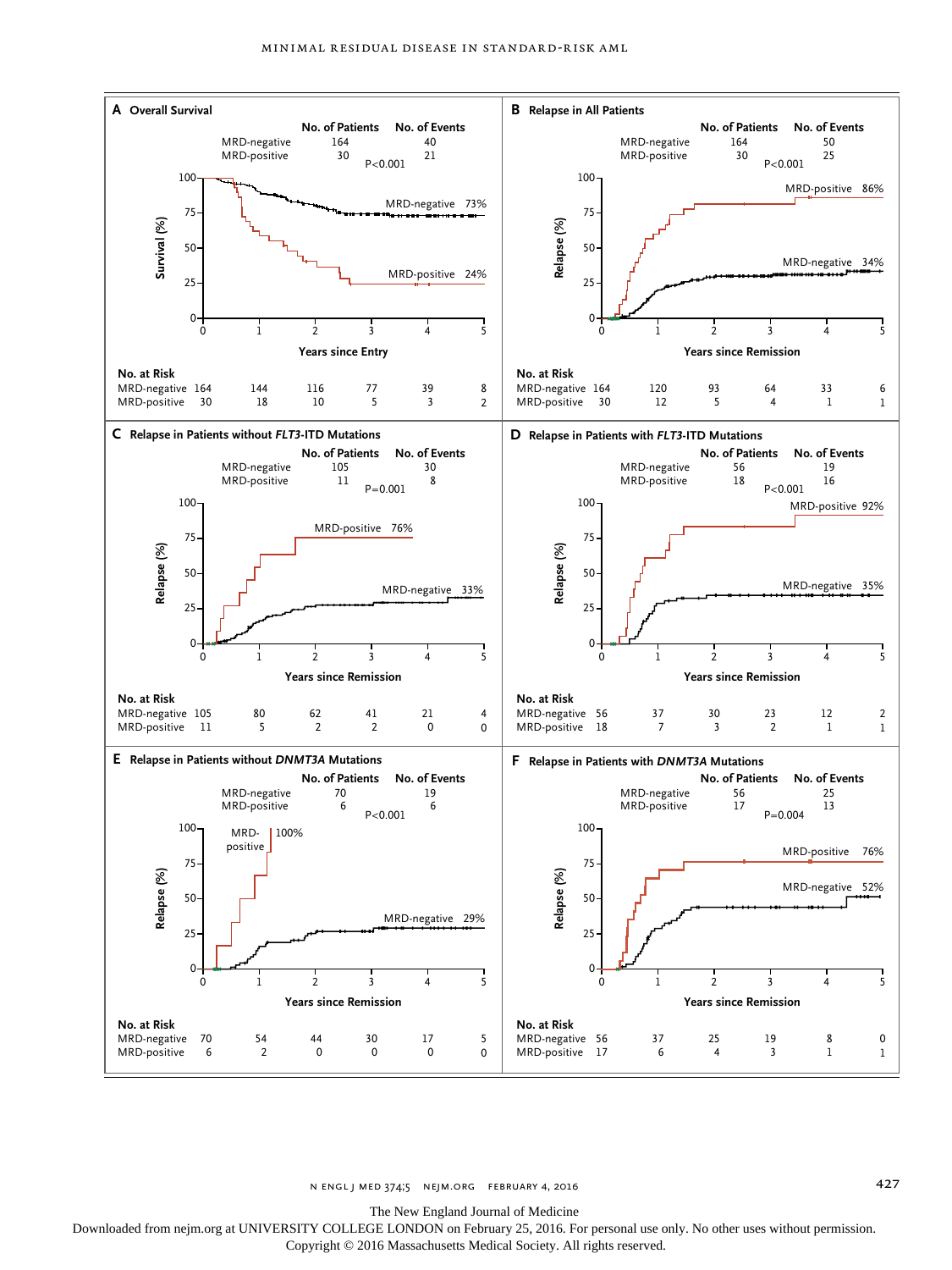**A Overall Survival**

| | No. of Patients | No. of Events |
|---|---|---|
| MRD-negative | 164 | 40 |
| MRD-positive | 30 | 21 |

P<0.001

MRD-negative 73%; MRD-positive 24%

Survival (%) vs. Years since Entry

No. at Risk

| | 0 | 1 | 2 | 3 | 4 | 5 |
|---|---|---|---|---|---|---|
| MRD-negative | 164 | 144 | 116 | 77 | 39 | 8 |
| MRD-positive | 30 | 18 | 10 | 5 | 3 | 2 |

**B Relapse in All Patients**

| | No. of Patients | No. of Events |
|---|---|---|
| MRD-negative | 164 | 50 |
| MRD-positive | 30 | 25 |

P<0.001

MRD-positive 86%; MRD-negative 34%

Relapse (%) vs. Years since Remission

No. at Risk

| | 0 | 1 | 2 | 3 | 4 | 5 |
|---|---|---|---|---|---|---|
| MRD-negative | 164 | 120 | 93 | 64 | 33 | 6 |
| MRD-positive | 30 | 12 | 5 | 4 | 1 | 1 |

**C Relapse in Patients without *FLT3*-ITD Mutations**

| | No. of Patients | No. of Events |
|---|---|---|
| MRD-negative | 105 | 30 |
| MRD-positive | 11 | 8 |

P=0.001

MRD-positive 76%; MRD-negative 33%

Relapse (%) vs. Years since Remission

No. at Risk

| | 0 | 1 | 2 | 3 | 4 | 5 |
|---|---|---|---|---|---|---|
| MRD-negative | 105 | 80 | 62 | 41 | 21 | 4 |
| MRD-positive | 11 | 5 | 2 | 2 | 0 | 0 |

**D Relapse in Patients with *FLT3*-ITD Mutations**

| | No. of Patients | No. of Events |
|---|---|---|
| MRD-negative | 56 | 19 |
| MRD-positive | 18 | 16 |

P<0.001

MRD-positive 92%; MRD-negative 35%

Relapse (%) vs. Years since Remission

No. at Risk

| | 0 | 1 | 2 | 3 | 4 | 5 |
|---|---|---|---|---|---|---|
| MRD-negative | 56 | 37 | 30 | 23 | 12 | 2 |
| MRD-positive | 18 | 7 | 3 | 2 | 1 | 1 |

**E Relapse in Patients without *DNMT3A* Mutations**

| | No. of Patients | No. of Events |
|---|---|---|
| MRD-negative | 70 | 19 |
| MRD-positive | 6 | 6 |

P<0.001

MRD-positive 100%; MRD-negative 29%

Relapse (%) vs. Years since Remission

No. at Risk

| | 0 | 1 | 2 | 3 | 4 | 5 |
|---|---|---|---|---|---|---|
| MRD-negative | 70 | 54 | 44 | 30 | 17 | 5 |
| MRD-positive | 6 | 2 | 0 | 0 | 0 | 0 |

**F Relapse in Patients with *DNMT3A* Mutations**

| | No. of Patients | No. of Events |
|---|---|---|
| MRD-negative | 56 | 25 |
| MRD-positive | 17 | 13 |

P=0.004

MRD-positive 76%; MRD-negative 52%

Relapse (%) vs. Years since Remission

No. at Risk

| | 0 | 1 | 2 | 3 | 4 | 5 |
|---|---|---|---|---|---|---|
| MRD-negative | 56 | 37 | 25 | 19 | 8 | 0 |
| MRD-positive | 17 | 6 | 4 | 3 | 1 | 1 |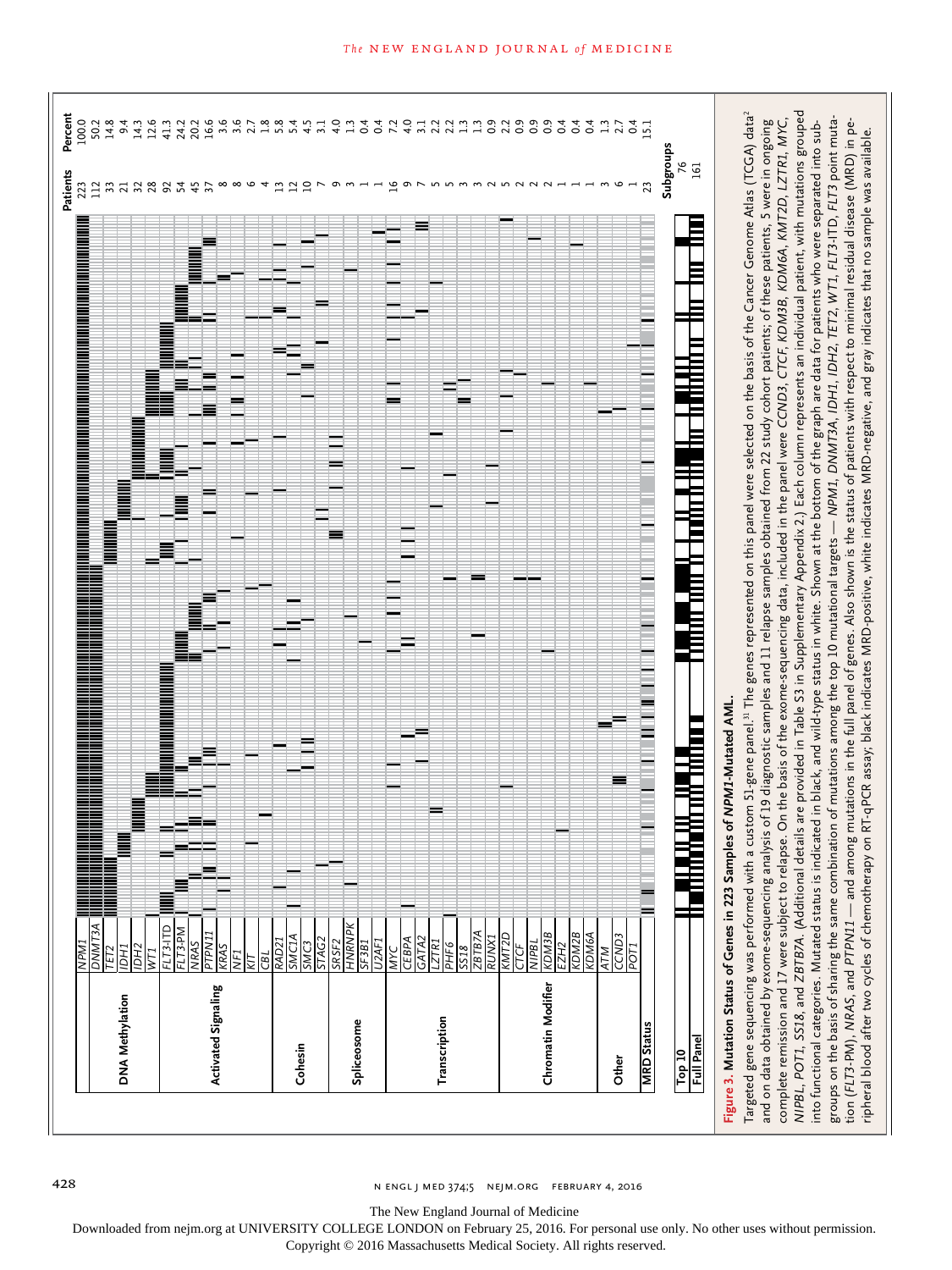| Category | Gene | Patients | Percent |
|---|---|---|---|
| | NPM1 | 223 | 100.0 |
| DNA Methylation | DNMT3A | 112 | 50.2 |
| | TET2 | 33 | 14.8 |
| | IDH1 | 21 | 9.4 |
| | IDH2 | 32 | 14.3 |
| | WT1 | 28 | 12.6 |
| Activated Signaling | FLT3-ITD | 92 | 41.3 |
| | FLT3-PM | 54 | 24.2 |
| | NRAS | 45 | 20.2 |
| | PTPN11 | 37 | 16.6 |
| | KRAS | 8 | 3.6 |
| | NF1 | 8 | 3.6 |
| | KIT | 6 | 2.7 |
| | CBL | 4 | 1.8 |
| Cohesin | RAD21 | 13 | 5.8 |
| | SMC1A | 12 | 5.4 |
| | SMC3 | 10 | 4.5 |
| | STAG2 | 7 | 3.1 |
| Spliceosome | SRSF2 | 9 | 4.0 |
| | HNRNPK | 3 | 1.3 |
| | SF3B1 | 1 | 0.4 |
| | U2AF1 | 1 | 0.4 |
| Transcription | MYC | 16 | 7.2 |
| | CEBPA | 9 | 4.0 |
| | GATA2 | 7 | 3.1 |
| | LZTR1 | 5 | 2.2 |
| | PHF6 | 5 | 2.2 |
| | SS18 | 3 | 1.3 |
| | ZBTB7A | 3 | 1.3 |
| | RUNX1 | 2 | 0.9 |
| Chromatin Modifier | KMT2D | 5 | 2.2 |
| | CTCF | 2 | 0.9 |
| | NIPBL | 2 | 0.9 |
| | KDM3B | 2 | 0.9 |
| | EZH2 | 1 | 0.4 |
| | KDM2B | 1 | 0.4 |
| | KDM6A | 1 | 0.4 |
| Other | ATM | 3 | 1.3 |
| | CCND3 | 6 | 2.7 |
| | POT1 | 1 | 0.4 |
| MRD Status | | 23 | 15.1 |

| | Subgroups |
|---|---|
| Top 10 | 76 |
| Full Panel | 161 |

**Figure 3. Mutation Status of Genes in 223 Samples of *NPM1*-Mutated AML.**

Targeted gene sequencing was performed with a custom 51-gene panel.[31] The genes represented on this panel were selected on the basis of the Cancer Genome Atlas (TCGA) data[2] and on data obtained by exome-sequencing analysis of 19 diagnostic samples and 11 relapse samples obtained from 22 study cohort patients; of these patients, 5 were in ongoing complete remission and 17 were subject to relapse. On the basis of the exome-sequencing data, included in the panel were *CCND3, CTCF, KDM3B, KMT2D, LZTR1, MYC, NIPBL, POT1, SS18,* and *ZBTB7A*. (Additional details are provided in Table S3 in Supplementary Appendix 2.) Each column represents an individual patient, with mutations grouped into functional categories. Mutated status is indicated in black, and wild-type status in white. Shown at the bottom of the graph are data for patients who were separated into subgroups on the basis of sharing the same combination of mutations among the top 10 mutational targets — *NPM1, DNMT3A, IDH1, IDH2, TET2, WT1, FLT3*-ITD, *FLT3* point mutation (*FLT3*-PM), *NRAS,* and *PTPN11* — and among mutations in the full panel of genes. Also shown is the status of patients with respect to minimal residual disease (MRD) in peripheral blood after two cycles of chemotherapy on RT-qPCR assay; black indicates MRD-positive, white indicates MRD-negative, and gray indicates that no sample was available.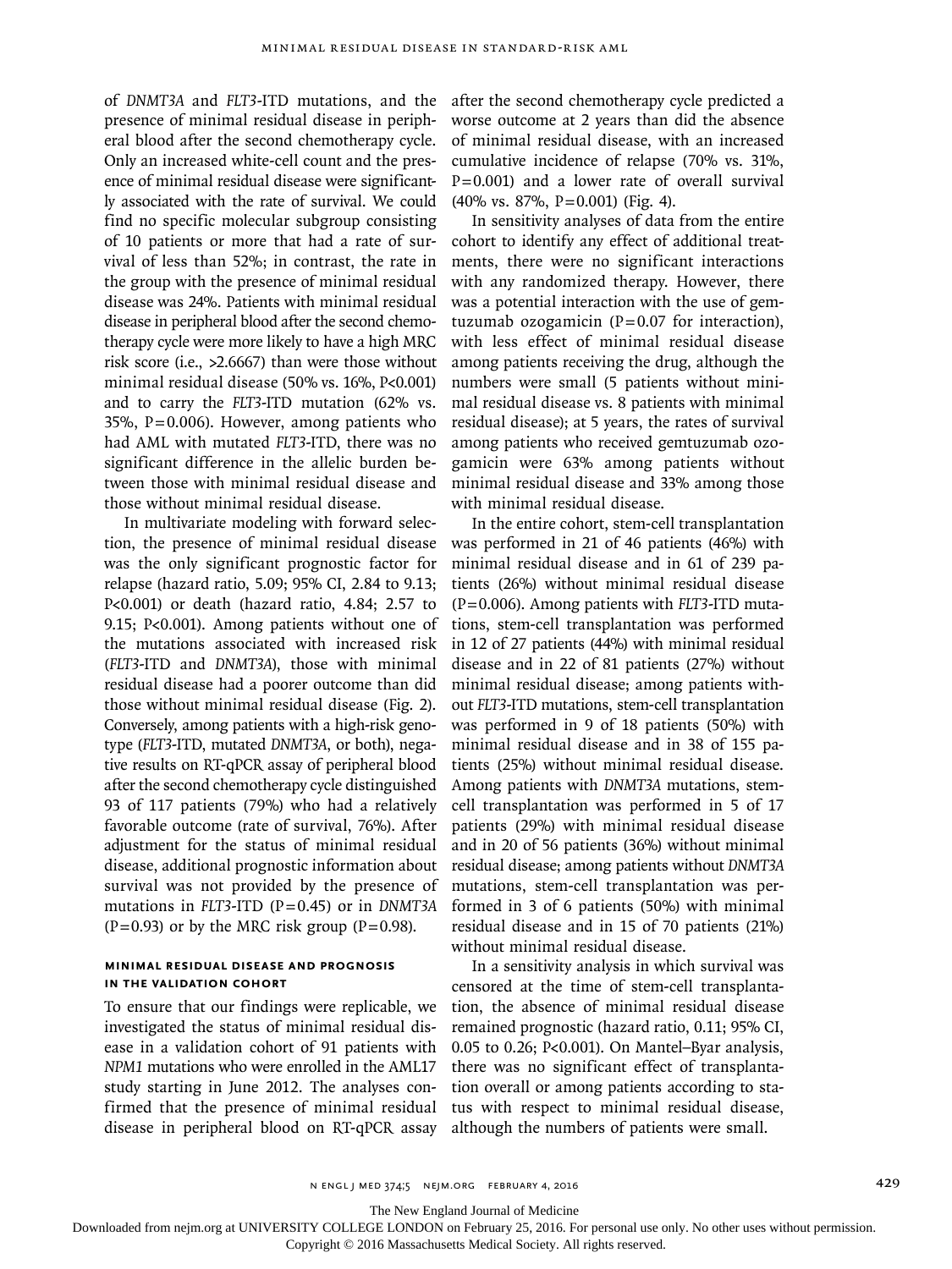of *DNMT3A* and *FLT3*-ITD mutations, and the presence of minimal residual disease in peripheral blood after the second chemotherapy cycle. Only an increased white-cell count and the presence of minimal residual disease were significantly associated with the rate of survival. We could find no specific molecular subgroup consisting of 10 patients or more that had a rate of survival of less than 52%; in contrast, the rate in the group with the presence of minimal residual disease was 24%. Patients with minimal residual disease in peripheral blood after the second chemotherapy cycle were more likely to have a high MRC risk score (i.e., >2.6667) than were those without minimal residual disease (50% vs. 16%, P<0.001) and to carry the *FLT3*-ITD mutation (62% vs. 35%, P=0.006). However, among patients who had AML with mutated *FLT3*-ITD, there was no significant difference in the allelic burden between those with minimal residual disease and those without minimal residual disease.

In multivariate modeling with forward selection, the presence of minimal residual disease was the only significant prognostic factor for relapse (hazard ratio, 5.09; 95% CI, 2.84 to 9.13; P<0.001) or death (hazard ratio, 4.84; 2.57 to 9.15; P<0.001). Among patients without one of the mutations associated with increased risk (*FLT3*-ITD and *DNMT3A*), those with minimal residual disease had a poorer outcome than did those without minimal residual disease (Fig. 2). Conversely, among patients with a high-risk genotype (*FLT3*-ITD, mutated *DNMT3A*, or both), negative results on RT-qPCR assay of peripheral blood after the second chemotherapy cycle distinguished 93 of 117 patients (79%) who had a relatively favorable outcome (rate of survival, 76%). After adjustment for the status of minimal residual disease, additional prognostic information about survival was not provided by the presence of mutations in *FLT3*-ITD (P=0.45) or in *DNMT3A* (P=0.93) or by the MRC risk group (P=0.98).

### MINIMAL RESIDUAL DISEASE AND PROGNOSIS IN THE VALIDATION COHORT

To ensure that our findings were replicable, we investigated the status of minimal residual disease in a validation cohort of 91 patients with *NPM1* mutations who were enrolled in the AML17 study starting in June 2012. The analyses confirmed that the presence of minimal residual disease in peripheral blood on RT-qPCR assay after the second chemotherapy cycle predicted a worse outcome at 2 years than did the absence of minimal residual disease, with an increased cumulative incidence of relapse (70% vs. 31%, P=0.001) and a lower rate of overall survival (40% vs. 87%, P=0.001) (Fig. 4).

In sensitivity analyses of data from the entire cohort to identify any effect of additional treatments, there were no significant interactions with any randomized therapy. However, there was a potential interaction with the use of gemtuzumab ozogamicin (P=0.07 for interaction), with less effect of minimal residual disease among patients receiving the drug, although the numbers were small (5 patients without minimal residual disease vs. 8 patients with minimal residual disease); at 5 years, the rates of survival among patients who received gemtuzumab ozogamicin were 63% among patients without minimal residual disease and 33% among those with minimal residual disease.

In the entire cohort, stem-cell transplantation was performed in 21 of 46 patients (46%) with minimal residual disease and in 61 of 239 patients (26%) without minimal residual disease (P=0.006). Among patients with *FLT3*-ITD mutations, stem-cell transplantation was performed in 12 of 27 patients (44%) with minimal residual disease and in 22 of 81 patients (27%) without minimal residual disease; among patients without *FLT3*-ITD mutations, stem-cell transplantation was performed in 9 of 18 patients (50%) with minimal residual disease and in 38 of 155 patients (25%) without minimal residual disease. Among patients with *DNMT3A* mutations, stem-cell transplantation was performed in 5 of 17 patients (29%) with minimal residual disease and in 20 of 56 patients (36%) without minimal residual disease; among patients without *DNMT3A* mutations, stem-cell transplantation was performed in 3 of 6 patients (50%) with minimal residual disease and in 15 of 70 patients (21%) without minimal residual disease.

In a sensitivity analysis in which survival was censored at the time of stem-cell transplantation, the absence of minimal residual disease remained prognostic (hazard ratio, 0.11; 95% CI, 0.05 to 0.26; P<0.001). On Mantel–Byar analysis, there was no significant effect of transplantation overall or among patients according to status with respect to minimal residual disease, although the numbers of patients were small.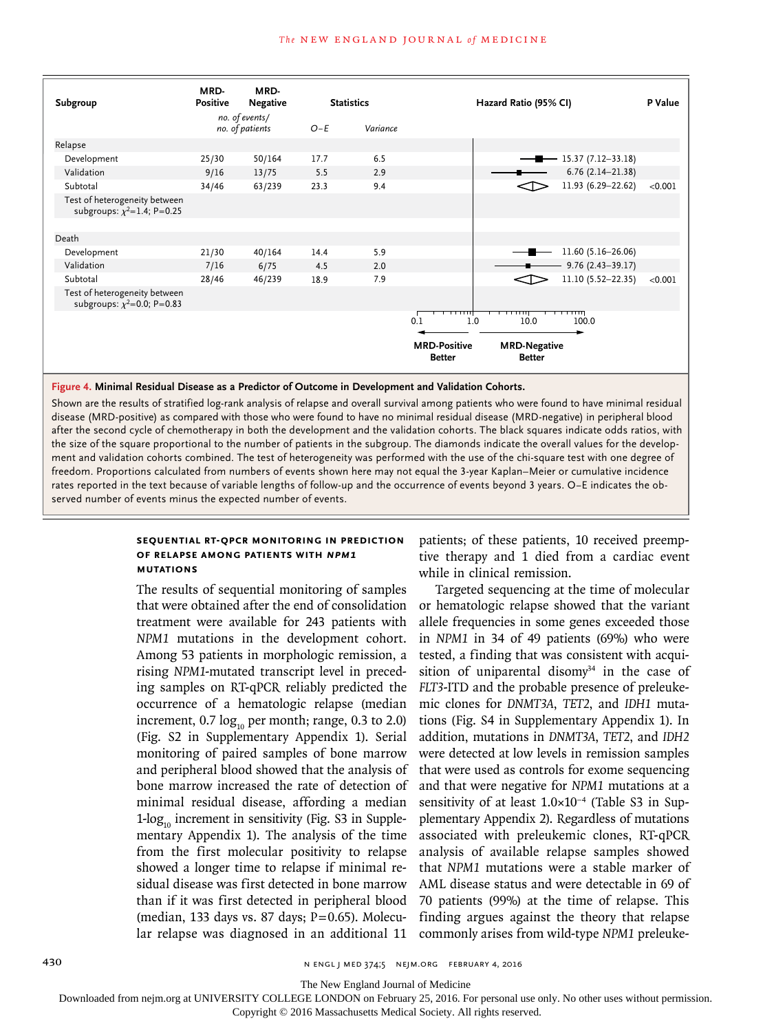| Subgroup | MRD-Positive | MRD-Negative | Statistics | | Hazard Ratio (95% CI) | P Value |
|---|---|---|---|---|---|---|
| | *no. of events/ no. of patients* | | *O−E* | *Variance* | | |
| Relapse | | | | | | |
| Development | 25/30 | 50/164 | 17.7 | 6.5 | 15.37 (7.12–33.18) | |
| Validation | 9/16 | 13/75 | 5.5 | 2.9 | 6.76 (2.14–21.38) | |
| Subtotal | 34/46 | 63/239 | 23.3 | 9.4 | 11.93 (6.29–22.62) | <0.001 |
| Test of heterogeneity between subgroups: $\chi^2$=1.4; P=0.25 | | | | | | |
| Death | | | | | | |
| Development | 21/30 | 40/164 | 14.4 | 5.9 | 11.60 (5.16–26.06) | |
| Validation | 7/16 | 6/75 | 4.5 | 2.0 | 9.76 (2.43–39.17) | |
| Subtotal | 28/46 | 46/239 | 18.9 | 7.9 | 11.10 (5.52–22.35) | <0.001 |
| Test of heterogeneity between subgroups: $\chi^2$=0.0; P=0.83 | | | | | | |

0.1 1.0 10.0 100.0

MRD-Positive Better — MRD-Negative Better

**Figure 4. Minimal Residual Disease as a Predictor of Outcome in Development and Validation Cohorts.**

Shown are the results of stratified log-rank analysis of relapse and overall survival among patients who were found to have minimal residual disease (MRD-positive) as compared with those who were found to have no minimal residual disease (MRD-negative) in peripheral blood after the second cycle of chemotherapy in both the development and the validation cohorts. The black squares indicate odds ratios, with the size of the square proportional to the number of patients in the subgroup. The diamonds indicate the overall values for the development and validation cohorts combined. The test of heterogeneity was performed with the use of the chi-square test with one degree of freedom. Proportions calculated from numbers of events shown here may not equal the 3-year Kaplan–Meier or cumulative incidence rates reported in the text because of variable lengths of follow-up and the occurrence of events beyond 3 years. O−E indicates the observed number of events minus the expected number of events.

### SEQUENTIAL RT-qPCR MONITORING IN PREDICTION OF RELAPSE AMONG PATIENTS WITH *NPM1* MUTATIONS

The results of sequential monitoring of samples that were obtained after the end of consolidation treatment were available for 243 patients with *NPM1* mutations in the development cohort. Among 53 patients in morphologic remission, a rising *NPM1*-mutated transcript level in preceding samples on RT-qPCR reliably predicted the occurrence of a hematologic relapse (median increment, 0.7 $\log_{10}$ per month; range, 0.3 to 2.0) (Fig. S2 in Supplementary Appendix 1). Serial monitoring of paired samples of bone marrow and peripheral blood showed that the analysis of bone marrow increased the rate of detection of minimal residual disease, affording a median 1-$\log_{10}$ increment in sensitivity (Fig. S3 in Supplementary Appendix 1). The analysis of the time from the first molecular positivity to relapse showed a longer time to relapse if minimal residual disease was first detected in bone marrow than if it was first detected in peripheral blood (median, 133 days vs. 87 days; P=0.65). Molecular relapse was diagnosed in an additional 11 patients; of these patients, 10 received preemptive therapy and 1 died from a cardiac event while in clinical remission.

Targeted sequencing at the time of molecular or hematologic relapse showed that the variant allele frequencies in some genes exceeded those in *NPM1* in 34 of 49 patients (69%) who were tested, a finding that was consistent with acquisition of uniparental disomy[34] in the case of *FLT3*-ITD and the probable presence of preleukemic clones for *DNMT3A*, *TET2*, and *IDH1* mutations (Fig. S4 in Supplementary Appendix 1). In addition, mutations in *DNMT3A*, *TET2*, and *IDH2* were detected at low levels in remission samples that were used as controls for exome sequencing and that were negative for *NPM1* mutations at a sensitivity of at least $1.0\times10^{-4}$ (Table S3 in Supplementary Appendix 2). Regardless of mutations associated with preleukemic clones, RT-qPCR analysis of available relapse samples showed that *NPM1* mutations were a stable marker of AML disease status and were detectable in 69 of 70 patients (99%) at the time of relapse. This finding argues against the theory that relapse commonly arises from wild-type *NPM1* preleuke-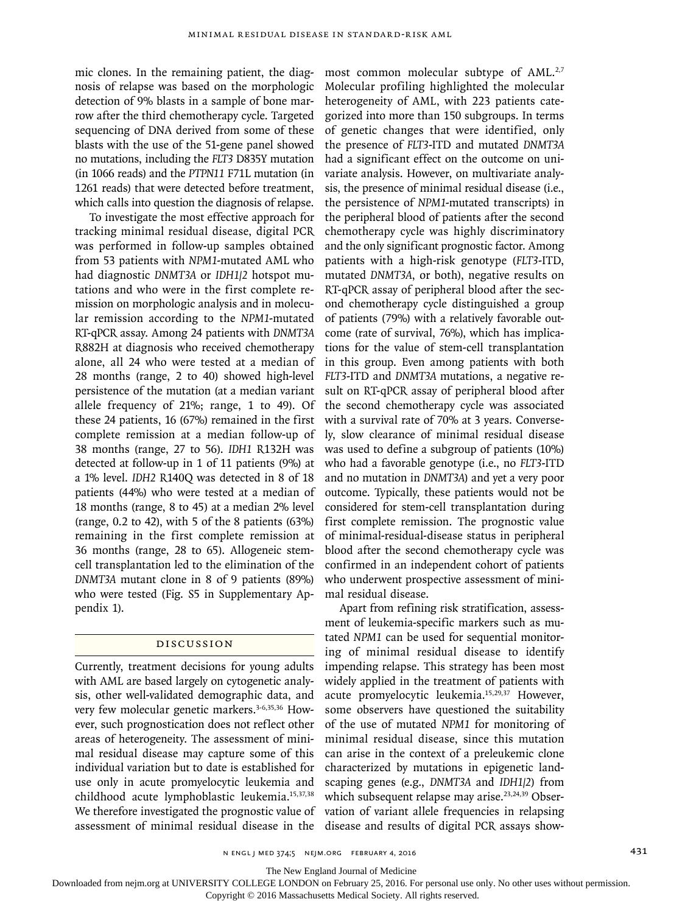mic clones. In the remaining patient, the diagnosis of relapse was based on the morphologic detection of 9% blasts in a sample of bone marrow after the third chemotherapy cycle. Targeted sequencing of DNA derived from some of these blasts with the use of the 51-gene panel showed no mutations, including the *FLT3* D835Y mutation (in 1066 reads) and the *PTPN11* F71L mutation (in 1261 reads) that were detected before treatment, which calls into question the diagnosis of relapse.

To investigate the most effective approach for tracking minimal residual disease, digital PCR was performed in follow-up samples obtained from 53 patients with *NPM1*-mutated AML who had diagnostic *DNMT3A* or *IDH1/2* hotspot mutations and who were in the first complete remission on morphologic analysis and in molecular remission according to the *NPM1*-mutated RT-qPCR assay. Among 24 patients with *DNMT3A* R882H at diagnosis who received chemotherapy alone, all 24 who were tested at a median of 28 months (range, 2 to 40) showed high-level persistence of the mutation (at a median variant allele frequency of 21%; range, 1 to 49). Of these 24 patients, 16 (67%) remained in the first complete remission at a median follow-up of 38 months (range, 27 to 56). *IDH1* R132H was detected at follow-up in 1 of 11 patients (9%) at a 1% level. *IDH2* R140Q was detected in 8 of 18 patients (44%) who were tested at a median of 18 months (range, 8 to 45) at a median 2% level (range, 0.2 to 42), with 5 of the 8 patients (63%) remaining in the first complete remission at 36 months (range, 28 to 65). Allogeneic stem-cell transplantation led to the elimination of the *DNMT3A* mutant clone in 8 of 9 patients (89%) who were tested (Fig. S5 in Supplementary Appendix 1).

## Discussion

Currently, treatment decisions for young adults with AML are based largely on cytogenetic analysis, other well-validated demographic data, and very few molecular genetic markers.[3-6,35,36] However, such prognostication does not reflect other areas of heterogeneity. The assessment of minimal residual disease may capture some of this individual variation but to date is established for use only in acute promyelocytic leukemia and childhood acute lymphoblastic leukemia.[15,37,38] We therefore investigated the prognostic value of assessment of minimal residual disease in the most common molecular subtype of AML.[2,7] Molecular profiling highlighted the molecular heterogeneity of AML, with 223 patients categorized into more than 150 subgroups. In terms of genetic changes that were identified, only the presence of *FLT3*-ITD and mutated *DNMT3A* had a significant effect on the outcome on univariate analysis. However, on multivariate analysis, the presence of minimal residual disease (i.e., the persistence of *NPM1*-mutated transcripts) in the peripheral blood of patients after the second chemotherapy cycle was highly discriminatory and the only significant prognostic factor. Among patients with a high-risk genotype (*FLT3*-ITD, mutated *DNMT3A*, or both), negative results on RT-qPCR assay of peripheral blood after the second chemotherapy cycle distinguished a group of patients (79%) with a relatively favorable outcome (rate of survival, 76%), which has implications for the value of stem-cell transplantation in this group. Even among patients with both *FLT3*-ITD and *DNMT3A* mutations, a negative result on RT-qPCR assay of peripheral blood after the second chemotherapy cycle was associated with a survival rate of 70% at 3 years. Conversely, slow clearance of minimal residual disease was used to define a subgroup of patients (10%) who had a favorable genotype (i.e., no *FLT3*-ITD and no mutation in *DNMT3A*) and yet a very poor outcome. Typically, these patients would not be considered for stem-cell transplantation during first complete remission. The prognostic value of minimal-residual-disease status in peripheral blood after the second chemotherapy cycle was confirmed in an independent cohort of patients who underwent prospective assessment of minimal residual disease.

Apart from refining risk stratification, assessment of leukemia-specific markers such as mutated *NPM1* can be used for sequential monitoring of minimal residual disease to identify impending relapse. This strategy has been most widely applied in the treatment of patients with acute promyelocytic leukemia.[15,29,37] However, some observers have questioned the suitability of the use of mutated *NPM1* for monitoring of minimal residual disease, since this mutation can arise in the context of a preleukemic clone characterized by mutations in epigenetic landscaping genes (e.g., *DNMT3A* and *IDH1/2*) from which subsequent relapse may arise.[23,24,39] Observation of variant allele frequencies in relapsing disease and results of digital PCR assays show-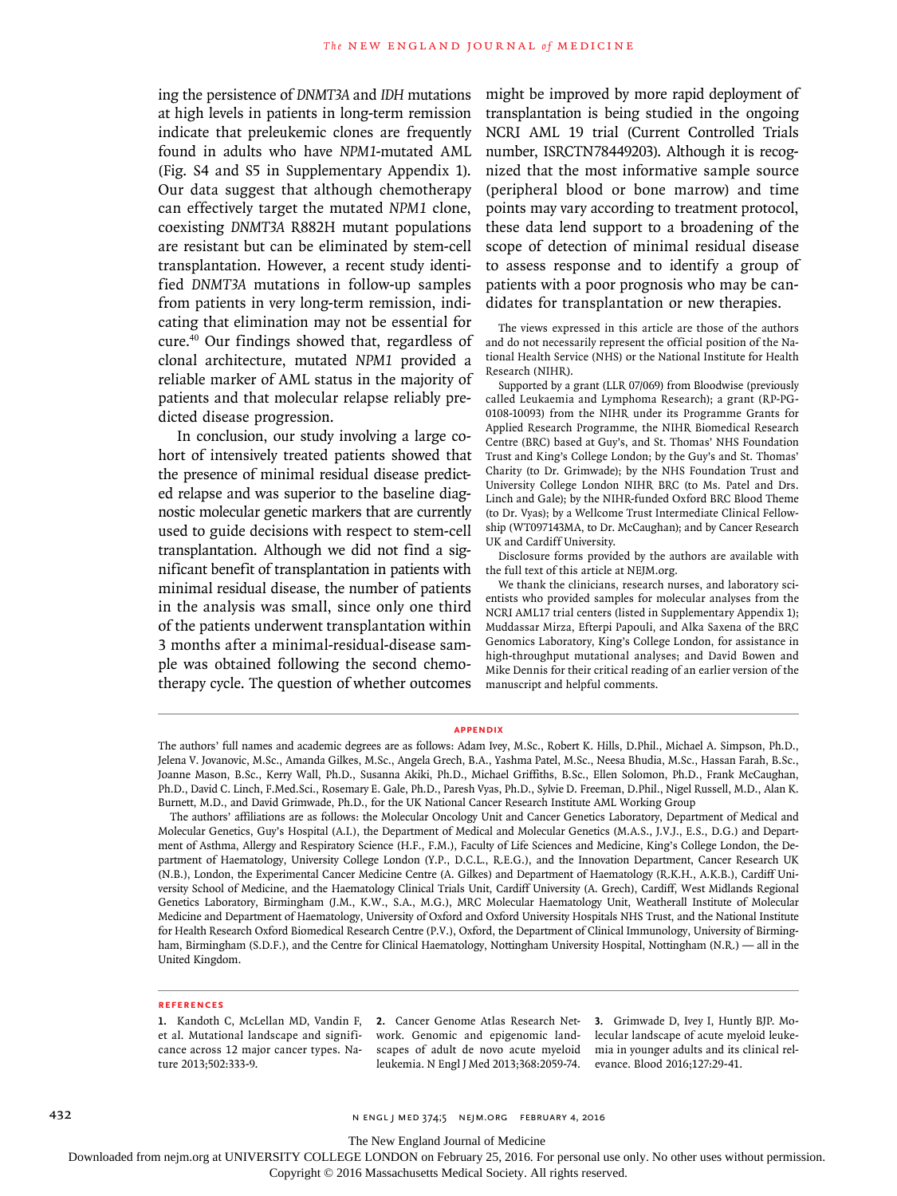ing the persistence of *DNMT3A* and *IDH* mutations at high levels in patients in long-term remission indicate that preleukemic clones are frequently found in adults who have *NPM1*-mutated AML (Fig. S4 and S5 in Supplementary Appendix 1). Our data suggest that although chemotherapy can effectively target the mutated *NPM1* clone, coexisting *DNMT3A* R882H mutant populations are resistant but can be eliminated by stem-cell transplantation. However, a recent study identified *DNMT3A* mutations in follow-up samples from patients in very long-term remission, indicating that elimination may not be essential for cure.[40] Our findings showed that, regardless of clonal architecture, mutated *NPM1* provided a reliable marker of AML status in the majority of patients and that molecular relapse reliably predicted disease progression.

In conclusion, our study involving a large cohort of intensively treated patients showed that the presence of minimal residual disease predicted relapse and was superior to the baseline diagnostic molecular genetic markers that are currently used to guide decisions with respect to stem-cell transplantation. Although we did not find a significant benefit of transplantation in patients with minimal residual disease, the number of patients in the analysis was small, since only one third of the patients underwent transplantation within 3 months after a minimal-residual-disease sample was obtained following the second chemotherapy cycle. The question of whether outcomes might be improved by more rapid deployment of transplantation is being studied in the ongoing NCRI AML 19 trial (Current Controlled Trials number, ISRCTN78449203). Although it is recognized that the most informative sample source (peripheral blood or bone marrow) and time points may vary according to treatment protocol, these data lend support to a broadening of the scope of detection of minimal residual disease to assess response and to identify a group of patients with a poor prognosis who may be candidates for transplantation or new therapies.

The views expressed in this article are those of the authors and do not necessarily represent the official position of the National Health Service (NHS) or the National Institute for Health Research (NIHR).

Supported by a grant (LLR 07/069) from Bloodwise (previously called Leukaemia and Lymphoma Research); a grant (RP-PG-0108-10093) from the NIHR under its Programme Grants for Applied Research Programme, the NIHR Biomedical Research Centre (BRC) based at Guy's, and St. Thomas' NHS Foundation Trust and King's College London; by the Guy's and St. Thomas' Charity (to Dr. Grimwade); by the NHS Foundation Trust and University College London NIHR BRC (to Ms. Patel and Drs. Linch and Gale); by the NIHR-funded Oxford BRC Blood Theme (to Dr. Vyas); by a Wellcome Trust Intermediate Clinical Fellowship (WT097143MA, to Dr. McCaughan); and by Cancer Research UK and Cardiff University.

Disclosure forms provided by the authors are available with the full text of this article at NEJM.org.

We thank the clinicians, research nurses, and laboratory scientists who provided samples for molecular analyses from the NCRI AML17 trial centers (listed in Supplementary Appendix 1); Muddassar Mirza, Efterpi Papouli, and Alka Saxena of the BRC Genomics Laboratory, King's College London, for assistance in high-throughput mutational analyses; and David Bowen and Mike Dennis for their critical reading of an earlier version of the manuscript and helpful comments.

## APPENDIX

The authors' full names and academic degrees are as follows: Adam Ivey, M.Sc., Robert K. Hills, D.Phil., Michael A. Simpson, Ph.D., Jelena V. Jovanovic, M.Sc., Amanda Gilkes, M.Sc., Angela Grech, B.A., Yashma Patel, M.Sc., Neesa Bhudia, M.Sc., Hassan Farah, B.Sc., Joanne Mason, B.Sc., Kerry Wall, Ph.D., Susanna Akiki, Ph.D., Michael Griffiths, B.Sc., Ellen Solomon, Ph.D., Frank McCaughan, Ph.D., David C. Linch, F.Med.Sci., Rosemary E. Gale, Ph.D., Paresh Vyas, Ph.D., Sylvie D. Freeman, D.Phil., Nigel Russell, M.D., Alan K. Burnett, M.D., and David Grimwade, Ph.D., for the UK National Cancer Research Institute AML Working Group

The authors' affiliations are as follows: the Molecular Oncology Unit and Cancer Genetics Laboratory, Department of Medical and Molecular Genetics, Guy's Hospital (A.I.), the Department of Medical and Molecular Genetics (M.A.S., J.V.J., E.S., D.G.) and Department of Asthma, Allergy and Respiratory Science (H.F., F.M.), Faculty of Life Sciences and Medicine, King's College London, the Department of Haematology, University College London (Y.P., D.C.L., R.E.G.), and the Innovation Department, Cancer Research UK (N.B.), London, the Experimental Cancer Medicine Centre (A. Gilkes) and Department of Haematology (R.K.H., A.K.B.), Cardiff University School of Medicine, and the Haematology Clinical Trials Unit, Cardiff University (A. Grech), Cardiff, West Midlands Regional Genetics Laboratory, Birmingham (J.M., K.W., S.A., M.G.), MRC Molecular Haematology Unit, Weatherall Institute of Molecular Medicine and Department of Haematology, University of Oxford and Oxford University Hospitals NHS Trust, and the National Institute for Health Research Oxford Biomedical Research Centre (P.V.), Oxford, the Department of Clinical Immunology, University of Birmingham, Birmingham (S.D.F.), and the Centre for Clinical Haematology, Nottingham University Hospital, Nottingham (N.R.) — all in the United Kingdom.

## REFERENCES

1. Kandoth C, McLellan MD, Vandin F, et al. Mutational landscape and significance across 12 major cancer types. Nature 2013;502:333-9.
2. Cancer Genome Atlas Research Network. Genomic and epigenomic landscapes of adult de novo acute myeloid leukemia. N Engl J Med 2013;368:2059-74.
3. Grimwade D, Ivey I, Huntly BJP. Molecular landscape of acute myeloid leukemia in younger adults and its clinical relevance. Blood 2016;127:29-41.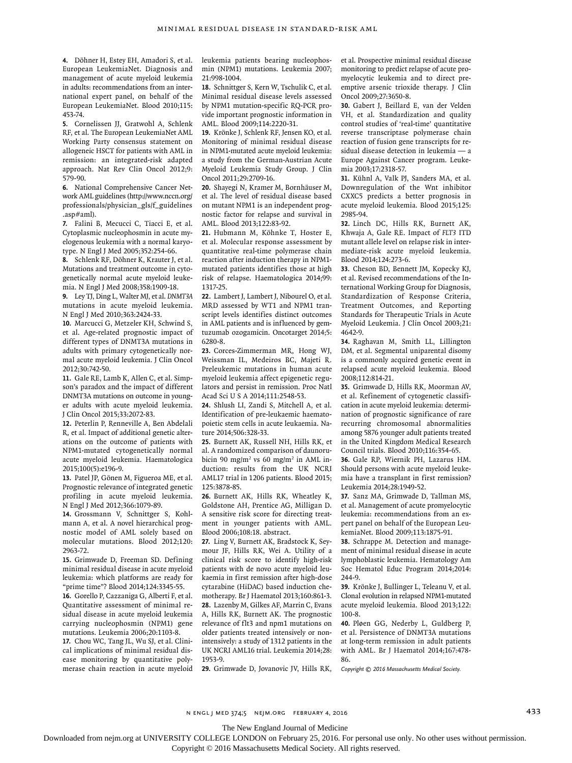**4.** Döhner H, Estey EH, Amadori S, et al. European LeukemiaNet. Diagnosis and management of acute myeloid leukemia in adults: recommendations from an international expert panel, on behalf of the European LeukemiaNet. Blood 2010;115:453-74.

**5.** Cornelissen JJ, Gratwohl A, Schlenk RF, et al. The European LeukemiaNet AML Working Party consensus statement on allogeneic HSCT for patients with AML in remission: an integrated-risk adapted approach. Nat Rev Clin Oncol 2012;9:579-90.

**6.** National Comprehensive Cancer Network AML guidelines (http://www.nccn.org/professionals/physician_gls/f_guidelines.asp#aml).

**7.** Falini B, Mecucci C, Tiacci E, et al. Cytoplasmic nucleophosmin in acute myelogenous leukemia with a normal karyotype. N Engl J Med 2005;352:254-66.

**8.** Schlenk RF, Döhner K, Krauter J, et al. Mutations and treatment outcome in cytogenetically normal acute myeloid leukemia. N Engl J Med 2008;358:1909-18.

**9.** Ley TJ, Ding L, Walter MJ, et al. *DNMT3A* mutations in acute myeloid leukemia. N Engl J Med 2010;363:2424-33.

**10.** Marcucci G, Metzeler KH, Schwind S, et al. Age-related prognostic impact of different types of DNMT3A mutations in adults with primary cytogenetically normal acute myeloid leukemia. J Clin Oncol 2012;30:742-50.

**11.** Gale RE, Lamb K, Allen C, et al. Simpson's paradox and the impact of different DNMT3A mutations on outcome in younger adults with acute myeloid leukemia. J Clin Oncol 2015;33:2072-83.

**12.** Peterlin P, Renneville A, Ben Abdelali R, et al. Impact of additional genetic alterations on the outcome of patients with NPM1-mutated cytogenetically normal acute myeloid leukemia. Haematologica 2015;100(5):e196-9.

**13.** Patel JP, Gönen M, Figueroa ME, et al. Prognostic relevance of integrated genetic profiling in acute myeloid leukemia. N Engl J Med 2012;366:1079-89.

**14.** Grossmann V, Schnittger S, Kohlmann A, et al. A novel hierarchical prognostic model of AML solely based on molecular mutations. Blood 2012;120:2963-72.

**15.** Grimwade D, Freeman SD. Defining minimal residual disease in acute myeloid leukemia: which platforms are ready for "prime time"? Blood 2014;124:3345-55.

**16.** Gorello P, Cazzaniga G, Alberti F, et al. Quantitative assessment of minimal residual disease in acute myeloid leukemia carrying nucleophosmin (NPM1) gene mutations. Leukemia 2006;20:1103-8.

**17.** Chou WC, Tang JL, Wu SJ, et al. Clinical implications of minimal residual disease monitoring by quantitative polymerase chain reaction in acute myeloid leukemia patients bearing nucleophosmin (NPM1) mutations. Leukemia 2007;21:998-1004.

**18.** Schnittger S, Kern W, Tschulik C, et al. Minimal residual disease levels assessed by NPM1 mutation-specific RQ-PCR provide important prognostic information in AML. Blood 2009;114:2220-31.

**19.** Krönke J, Schlenk RF, Jensen KO, et al. Monitoring of minimal residual disease in NPM1-mutated acute myeloid leukemia: a study from the German-Austrian Acute Myeloid Leukemia Study Group. J Clin Oncol 2011;29:2709-16.

**20.** Shayegi N, Kramer M, Bornhäuser M, et al. The level of residual disease based on mutant NPM1 is an independent prognostic factor for relapse and survival in AML. Blood 2013;122:83-92.

**21.** Hubmann M, Köhnke T, Hoster E, et al. Molecular response assessment by quantitative real-time polymerase chain reaction after induction therapy in NPM1-mutated patients identifies those at high risk of relapse. Haematologica 2014;99:1317-25.

**22.** Lambert J, Lambert J, Nibourel O, et al. MRD assessed by WT1 and NPM1 transcript levels identifies distinct outcomes in AML patients and is influenced by gemtuzumab ozogamicin. Oncotarget 2014;5:6280-8.

**23.** Corces-Zimmerman MR, Hong WJ, Weissman IL, Medeiros BC, Majeti R. Preleukemic mutations in human acute myeloid leukemia affect epigenetic regulators and persist in remission. Proc Natl Acad Sci U S A 2014;111:2548-53.

**24.** Shlush LI, Zandi S, Mitchell A, et al. Identification of pre-leukaemic haematopoietic stem cells in acute leukaemia. Nature 2014;506:328-33.

**25.** Burnett AK, Russell NH, Hills RK, et al. A randomized comparison of daunorubicin 90 mg/m² vs 60 mg/m² in AML induction: results from the UK NCRI AML17 trial in 1206 patients. Blood 2015;125:3878-85.

**26.** Burnett AK, Hills RK, Wheatley K, Goldstone AH, Prentice AG, Milligan D. A sensitive risk score for directing treatment in younger patients with AML. Blood 2006;108:18. abstract.

**27.** Ling V, Burnett AK, Bradstock K, Seymour JF, Hills RK, Wei A. Utility of a clinical risk score to identify high-risk patients with de novo acute myeloid leukaemia in first remission after high-dose cytarabine (HiDAC) based induction chemotherapy. Br J Haematol 2013;160:861-3.

**28.** Lazenby M, Gilkes AF, Marrin C, Evans A, Hills RK, Burnett AK. The prognostic relevance of flt3 and npm1 mutations on older patients treated intensively or non-intensively: a study of 1312 patients in the UK NCRI AML16 trial. Leukemia 2014;28:1953-9.

**29.** Grimwade D, Jovanovic JV, Hills RK, et al. Prospective minimal residual disease monitoring to predict relapse of acute promyelocytic leukemia and to direct pre-emptive arsenic trioxide therapy. J Clin Oncol 2009;27:3650-8.

**30.** Gabert J, Beillard E, van der Velden VH, et al. Standardization and quality control studies of 'real-time' quantitative reverse transcriptase polymerase chain reaction of fusion gene transcripts for residual disease detection in leukemia — a Europe Against Cancer program. Leukemia 2003;17:2318-57.

**31.** Kühnl A, Valk PJ, Sanders MA, et al. Downregulation of the Wnt inhibitor CXXC5 predicts a better prognosis in acute myeloid leukemia. Blood 2015;125:2985-94.

**32.** Linch DC, Hills RK, Burnett AK, Khwaja A, Gale RE. Impact of *FLT3* ITD mutant allele level on relapse risk in intermediate-risk acute myeloid leukemia. Blood 2014;124:273-6.

**33.** Cheson BD, Bennett JM, Kopecky KJ, et al. Revised recommendations of the International Working Group for Diagnosis, Standardization of Response Criteria, Treatment Outcomes, and Reporting Standards for Therapeutic Trials in Acute Myeloid Leukemia. J Clin Oncol 2003;21:4642-9.

**34.** Raghavan M, Smith LL, Lillington DM, et al. Segmental uniparental disomy is a commonly acquired genetic event in relapsed acute myeloid leukemia. Blood 2008;112:814-21.

**35.** Grimwade D, Hills RK, Moorman AV, et al. Refinement of cytogenetic classification in acute myeloid leukemia: determination of prognostic significance of rare recurring chromosomal abnormalities among 5876 younger adult patients treated in the United Kingdom Medical Research Council trials. Blood 2010;116:354-65.

**36.** Gale RP, Wiernik PH, Lazarus HM. Should persons with acute myeloid leukemia have a transplant in first remission? Leukemia 2014;28:1949-52.

**37.** Sanz MA, Grimwade D, Tallman MS, et al. Management of acute promyelocytic leukemia: recommendations from an expert panel on behalf of the European LeukemiaNet. Blood 2009;113:1875-91.

**38.** Schrappe M. Detection and management of minimal residual disease in acute lymphoblastic leukemia. Hematology Am Soc Hematol Educ Program 2014;2014:244-9.

**39.** Krönke J, Bullinger L, Teleanu V, et al. Clonal evolution in relapsed NPM1-mutated acute myeloid leukemia. Blood 2013;122:100-8.

**40.** Pløen GG, Nederby L, Guldberg P, et al. Persistence of DNMT3A mutations at long-term remission in adult patients with AML. Br J Haematol 2014;167:478-86.

*Copyright © 2016 Massachusetts Medical Society.*